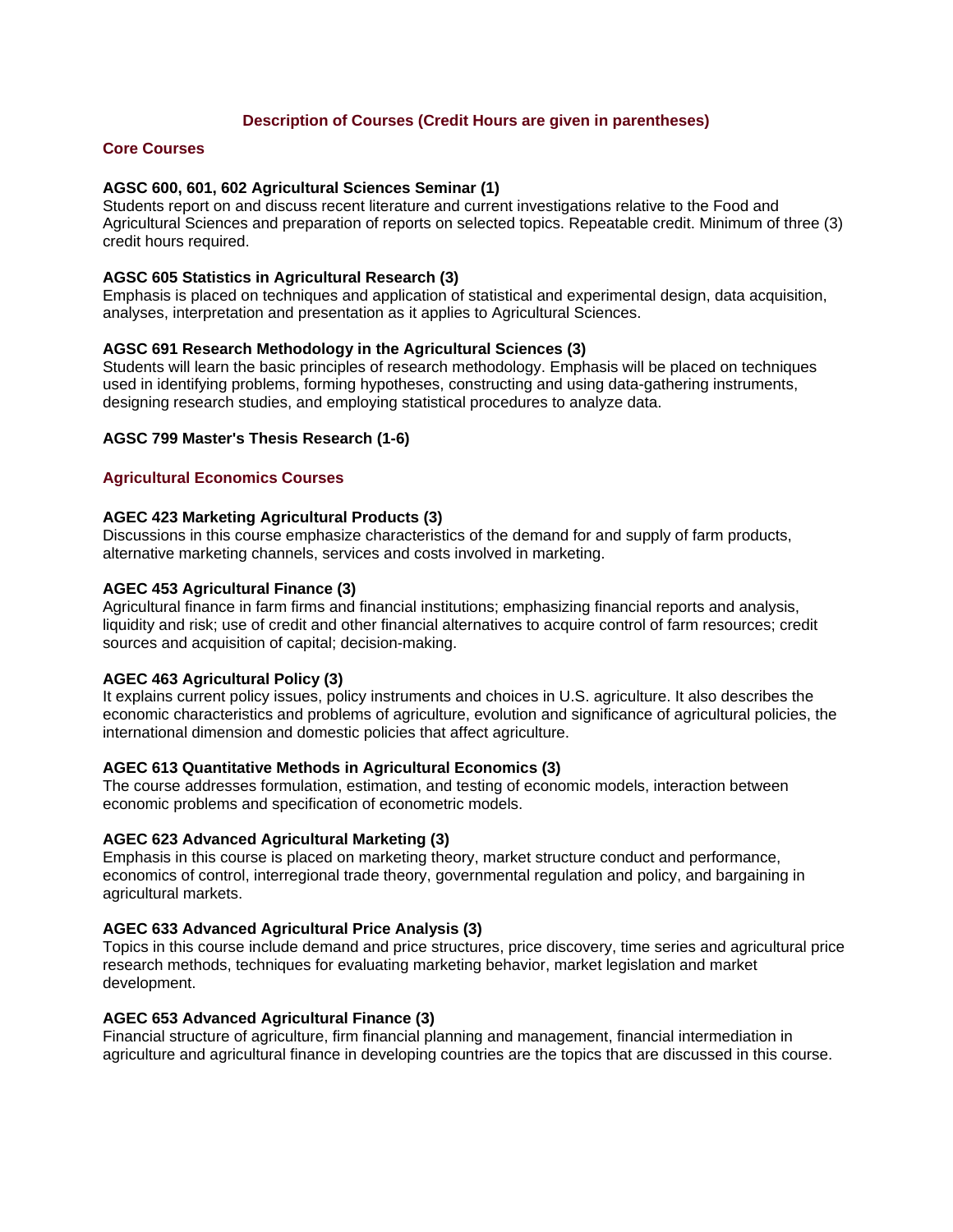## Description of Courses (Credit Hours are given in parentheses)

### Core Courses

**AGSC 600, 601, 602 Agricultural Sciences Seminar (1)**
Students report on and discuss recent literature and current investigations relative to the Food and Agricultural Sciences and preparation of reports on selected topics. Repeatable credit. Minimum of three (3) credit hours required.

**AGSC 605 Statistics in Agricultural Research (3)**
Emphasis is placed on techniques and application of statistical and experimental design, data acquisition, analyses, interpretation and presentation as it applies to Agricultural Sciences.

**AGSC 691 Research Methodology in the Agricultural Sciences (3)**
Students will learn the basic principles of research methodology. Emphasis will be placed on techniques used in identifying problems, forming hypotheses, constructing and using data-gathering instruments, designing research studies, and employing statistical procedures to analyze data.

**AGSC 799 Master's Thesis Research (1-6)**

### Agricultural Economics Courses

**AGEC 423 Marketing Agricultural Products (3)**
Discussions in this course emphasize characteristics of the demand for and supply of farm products, alternative marketing channels, services and costs involved in marketing.

**AGEC 453 Agricultural Finance (3)**
Agricultural finance in farm firms and financial institutions; emphasizing financial reports and analysis, liquidity and risk; use of credit and other financial alternatives to acquire control of farm resources; credit sources and acquisition of capital; decision-making.

**AGEC 463 Agricultural Policy (3)**
It explains current policy issues, policy instruments and choices in U.S. agriculture. It also describes the economic characteristics and problems of agriculture, evolution and significance of agricultural policies, the international dimension and domestic policies that affect agriculture.

**AGEC 613 Quantitative Methods in Agricultural Economics (3)**
The course addresses formulation, estimation, and testing of economic models, interaction between economic problems and specification of econometric models.

**AGEC 623 Advanced Agricultural Marketing (3)**
Emphasis in this course is placed on marketing theory, market structure conduct and performance, economics of control, interregional trade theory, governmental regulation and policy, and bargaining in agricultural markets.

**AGEC 633 Advanced Agricultural Price Analysis (3)**
Topics in this course include demand and price structures, price discovery, time series and agricultural price research methods, techniques for evaluating marketing behavior, market legislation and market development.

**AGEC 653 Advanced Agricultural Finance (3)**
Financial structure of agriculture, firm financial planning and management, financial intermediation in agriculture and agricultural finance in developing countries are the topics that are discussed in this course.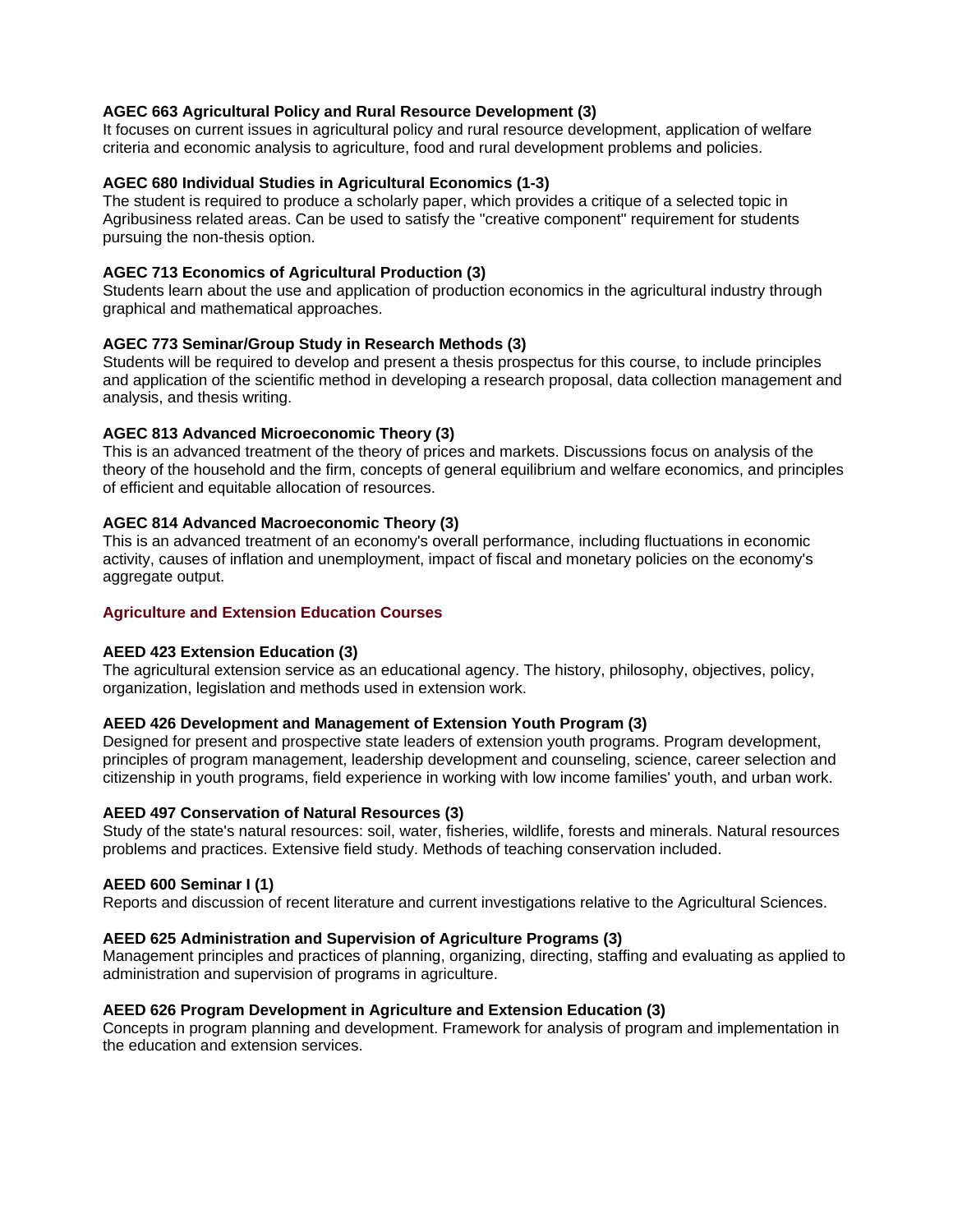**AGEC 663 Agricultural Policy and Rural Resource Development (3)**
It focuses on current issues in agricultural policy and rural resource development, application of welfare criteria and economic analysis to agriculture, food and rural development problems and policies.

**AGEC 680 Individual Studies in Agricultural Economics (1-3)**
The student is required to produce a scholarly paper, which provides a critique of a selected topic in Agribusiness related areas. Can be used to satisfy the "creative component" requirement for students pursuing the non-thesis option.

**AGEC 713 Economics of Agricultural Production (3)**
Students learn about the use and application of production economics in the agricultural industry through graphical and mathematical approaches.

**AGEC 773 Seminar/Group Study in Research Methods (3)**
Students will be required to develop and present a thesis prospectus for this course, to include principles and application of the scientific method in developing a research proposal, data collection management and analysis, and thesis writing.

**AGEC 813 Advanced Microeconomic Theory (3)**
This is an advanced treatment of the theory of prices and markets. Discussions focus on analysis of the theory of the household and the firm, concepts of general equilibrium and welfare economics, and principles of efficient and equitable allocation of resources.

**AGEC 814 Advanced Macroeconomic Theory (3)**
This is an advanced treatment of an economy's overall performance, including fluctuations in economic activity, causes of inflation and unemployment, impact of fiscal and monetary policies on the economy's aggregate output.

## Agriculture and Extension Education Courses

**AEED 423 Extension Education (3)**
The agricultural extension service as an educational agency. The history, philosophy, objectives, policy, organization, legislation and methods used in extension work.

**AEED 426 Development and Management of Extension Youth Program (3)**
Designed for present and prospective state leaders of extension youth programs. Program development, principles of program management, leadership development and counseling, science, career selection and citizenship in youth programs, field experience in working with low income families' youth, and urban work.

**AEED 497 Conservation of Natural Resources (3)**
Study of the state's natural resources: soil, water, fisheries, wildlife, forests and minerals. Natural resources problems and practices. Extensive field study. Methods of teaching conservation included.

**AEED 600 Seminar I (1)**
Reports and discussion of recent literature and current investigations relative to the Agricultural Sciences.

**AEED 625 Administration and Supervision of Agriculture Programs (3)**
Management principles and practices of planning, organizing, directing, staffing and evaluating as applied to administration and supervision of programs in agriculture.

**AEED 626 Program Development in Agriculture and Extension Education (3)**
Concepts in program planning and development. Framework for analysis of program and implementation in the education and extension services.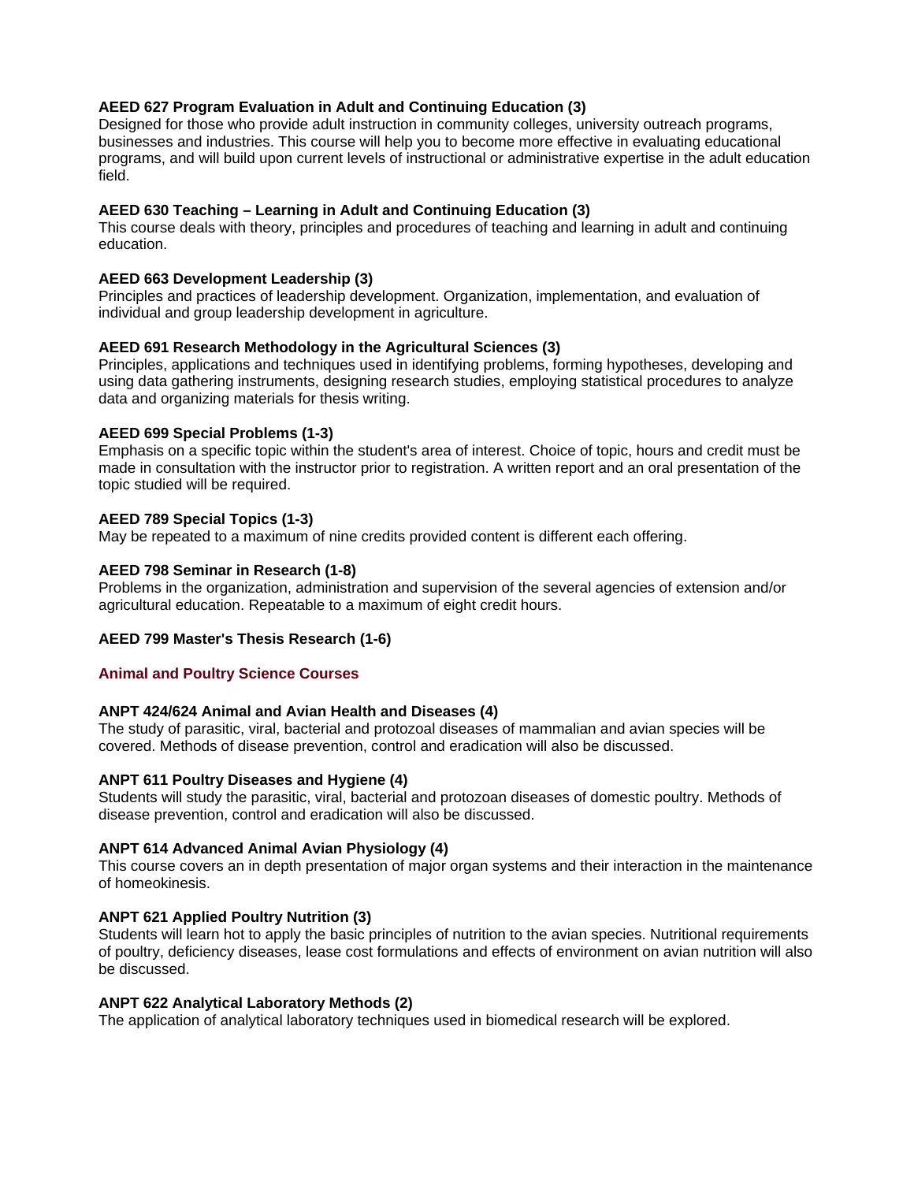**AEED 627 Program Evaluation in Adult and Continuing Education (3)**
Designed for those who provide adult instruction in community colleges, university outreach programs, businesses and industries. This course will help you to become more effective in evaluating educational programs, and will build upon current levels of instructional or administrative expertise in the adult education field.

**AEED 630 Teaching – Learning in Adult and Continuing Education (3)**
This course deals with theory, principles and procedures of teaching and learning in adult and continuing education.

**AEED 663 Development Leadership (3)**
Principles and practices of leadership development. Organization, implementation, and evaluation of individual and group leadership development in agriculture.

**AEED 691 Research Methodology in the Agricultural Sciences (3)**
Principles, applications and techniques used in identifying problems, forming hypotheses, developing and using data gathering instruments, designing research studies, employing statistical procedures to analyze data and organizing materials for thesis writing.

**AEED 699 Special Problems (1-3)**
Emphasis on a specific topic within the student's area of interest. Choice of topic, hours and credit must be made in consultation with the instructor prior to registration. A written report and an oral presentation of the topic studied will be required.

**AEED 789 Special Topics (1-3)**
May be repeated to a maximum of nine credits provided content is different each offering.

**AEED 798 Seminar in Research (1-8)**
Problems in the organization, administration and supervision of the several agencies of extension and/or agricultural education. Repeatable to a maximum of eight credit hours.

**AEED 799 Master's Thesis Research (1-6)**

## Animal and Poultry Science Courses

**ANPT 424/624 Animal and Avian Health and Diseases (4)**
The study of parasitic, viral, bacterial and protozoal diseases of mammalian and avian species will be covered. Methods of disease prevention, control and eradication will also be discussed.

**ANPT 611 Poultry Diseases and Hygiene (4)**
Students will study the parasitic, viral, bacterial and protozoan diseases of domestic poultry. Methods of disease prevention, control and eradication will also be discussed.

**ANPT 614 Advanced Animal Avian Physiology (4)**
This course covers an in depth presentation of major organ systems and their interaction in the maintenance of homeokinesis.

**ANPT 621 Applied Poultry Nutrition (3)**
Students will learn hot to apply the basic principles of nutrition to the avian species. Nutritional requirements of poultry, deficiency diseases, lease cost formulations and effects of environment on avian nutrition will also be discussed.

**ANPT 622 Analytical Laboratory Methods (2)**
The application of analytical laboratory techniques used in biomedical research will be explored.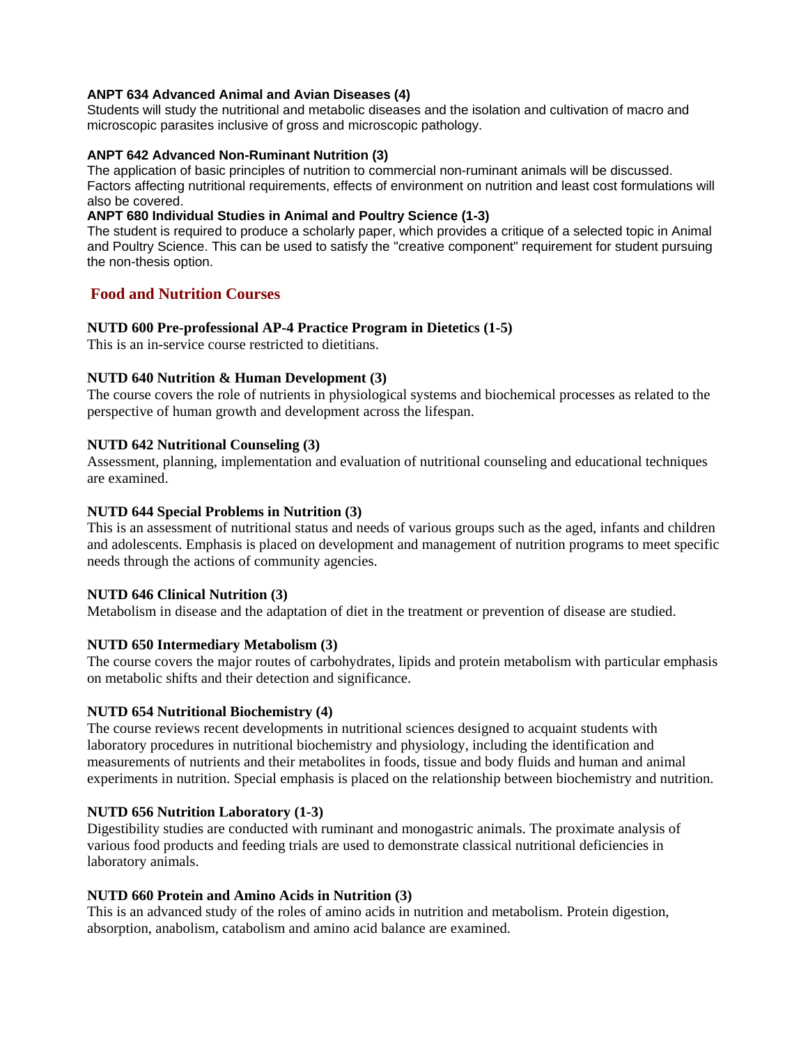**ANPT 634 Advanced Animal and Avian Diseases (4)**
Students will study the nutritional and metabolic diseases and the isolation and cultivation of macro and microscopic parasites inclusive of gross and microscopic pathology.

**ANPT 642 Advanced Non-Ruminant Nutrition (3)**
The application of basic principles of nutrition to commercial non-ruminant animals will be discussed. Factors affecting nutritional requirements, effects of environment on nutrition and least cost formulations will also be covered.

**ANPT 680 Individual Studies in Animal and Poultry Science (1-3)**
The student is required to produce a scholarly paper, which provides a critique of a selected topic in Animal and Poultry Science. This can be used to satisfy the "creative component" requirement for student pursuing the non-thesis option.

## Food and Nutrition Courses

**NUTD 600 Pre-professional AP-4 Practice Program in Dietetics (1-5)**
This is an in-service course restricted to dietitians.

**NUTD 640 Nutrition & Human Development (3)**
The course covers the role of nutrients in physiological systems and biochemical processes as related to the perspective of human growth and development across the lifespan.

**NUTD 642 Nutritional Counseling (3)**
Assessment, planning, implementation and evaluation of nutritional counseling and educational techniques are examined.

**NUTD 644 Special Problems in Nutrition (3)**
This is an assessment of nutritional status and needs of various groups such as the aged, infants and children and adolescents. Emphasis is placed on development and management of nutrition programs to meet specific needs through the actions of community agencies.

**NUTD 646 Clinical Nutrition (3)**
Metabolism in disease and the adaptation of diet in the treatment or prevention of disease are studied.

**NUTD 650 Intermediary Metabolism (3)**
The course covers the major routes of carbohydrates, lipids and protein metabolism with particular emphasis on metabolic shifts and their detection and significance.

**NUTD 654 Nutritional Biochemistry (4)**
The course reviews recent developments in nutritional sciences designed to acquaint students with laboratory procedures in nutritional biochemistry and physiology, including the identification and measurements of nutrients and their metabolites in foods, tissue and body fluids and human and animal experiments in nutrition. Special emphasis is placed on the relationship between biochemistry and nutrition.

**NUTD 656 Nutrition Laboratory (1-3)**
Digestibility studies are conducted with ruminant and monogastric animals. The proximate analysis of various food products and feeding trials are used to demonstrate classical nutritional deficiencies in laboratory animals.

**NUTD 660 Protein and Amino Acids in Nutrition (3)**
This is an advanced study of the roles of amino acids in nutrition and metabolism. Protein digestion, absorption, anabolism, catabolism and amino acid balance are examined.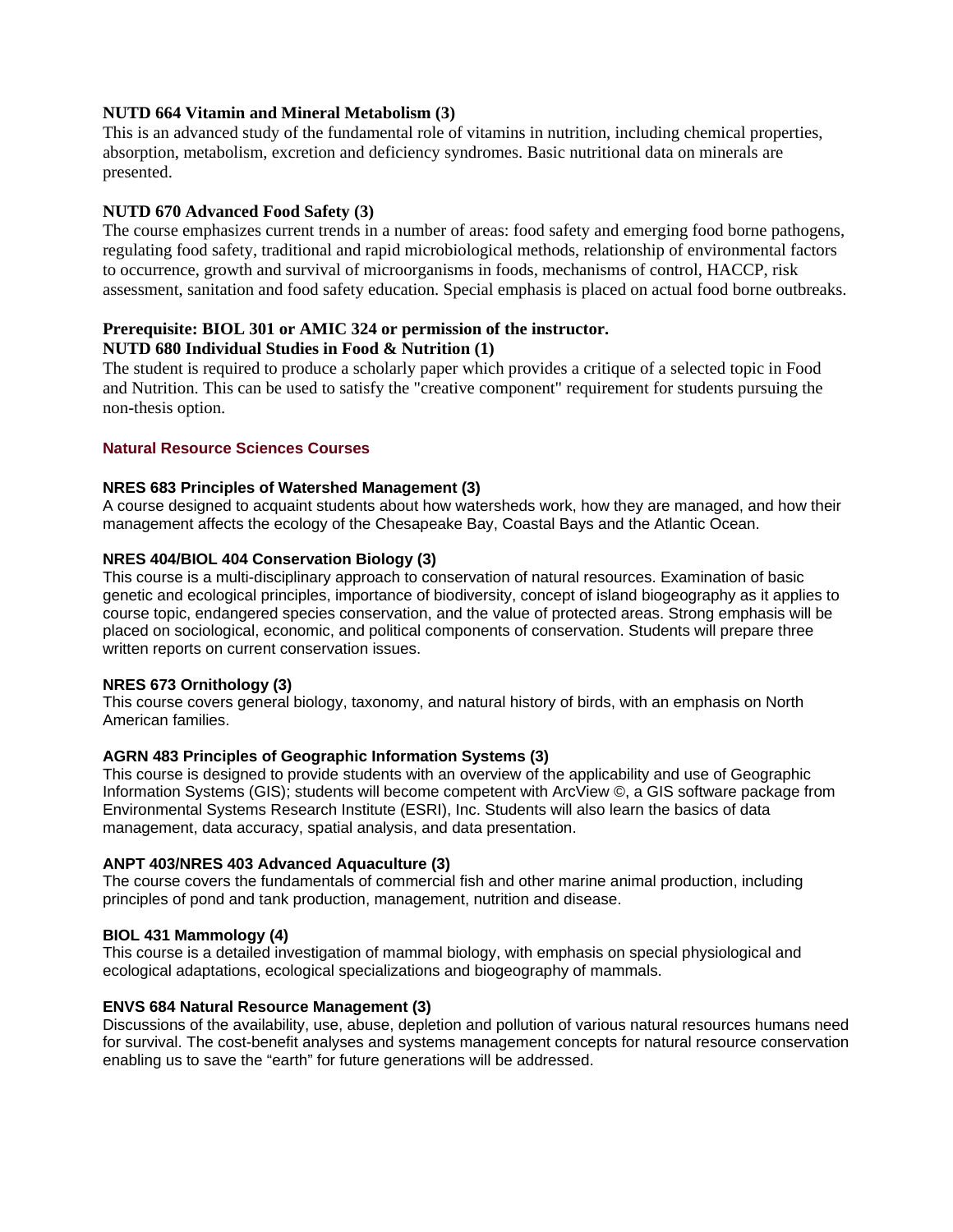**NUTD 664 Vitamin and Mineral Metabolism (3)**
This is an advanced study of the fundamental role of vitamins in nutrition, including chemical properties, absorption, metabolism, excretion and deficiency syndromes. Basic nutritional data on minerals are presented.

**NUTD 670 Advanced Food Safety (3)**
The course emphasizes current trends in a number of areas: food safety and emerging food borne pathogens, regulating food safety, traditional and rapid microbiological methods, relationship of environmental factors to occurrence, growth and survival of microorganisms in foods, mechanisms of control, HACCP, risk assessment, sanitation and food safety education. Special emphasis is placed on actual food borne outbreaks.

**Prerequisite: BIOL 301 or AMIC 324 or permission of the instructor.**
**NUTD 680 Individual Studies in Food & Nutrition (1)**
The student is required to produce a scholarly paper which provides a critique of a selected topic in Food and Nutrition. This can be used to satisfy the "creative component" requirement for students pursuing the non-thesis option.

### Natural Resource Sciences Courses

**NRES 683 Principles of Watershed Management (3)**
A course designed to acquaint students about how watersheds work, how they are managed, and how their management affects the ecology of the Chesapeake Bay, Coastal Bays and the Atlantic Ocean.

**NRES 404/BIOL 404 Conservation Biology (3)**
This course is a multi-disciplinary approach to conservation of natural resources. Examination of basic genetic and ecological principles, importance of biodiversity, concept of island biogeography as it applies to course topic, endangered species conservation, and the value of protected areas. Strong emphasis will be placed on sociological, economic, and political components of conservation. Students will prepare three written reports on current conservation issues.

**NRES 673 Ornithology (3)**
This course covers general biology, taxonomy, and natural history of birds, with an emphasis on North American families.

**AGRN 483 Principles of Geographic Information Systems (3)**
This course is designed to provide students with an overview of the applicability and use of Geographic Information Systems (GIS); students will become competent with ArcView ©, a GIS software package from Environmental Systems Research Institute (ESRI), Inc. Students will also learn the basics of data management, data accuracy, spatial analysis, and data presentation.

**ANPT 403/NRES 403 Advanced Aquaculture (3)**
The course covers the fundamentals of commercial fish and other marine animal production, including principles of pond and tank production, management, nutrition and disease.

**BIOL 431 Mammology (4)**
This course is a detailed investigation of mammal biology, with emphasis on special physiological and ecological adaptations, ecological specializations and biogeography of mammals.

**ENVS 684 Natural Resource Management (3)**
Discussions of the availability, use, abuse, depletion and pollution of various natural resources humans need for survival. The cost-benefit analyses and systems management concepts for natural resource conservation enabling us to save the "earth" for future generations will be addressed.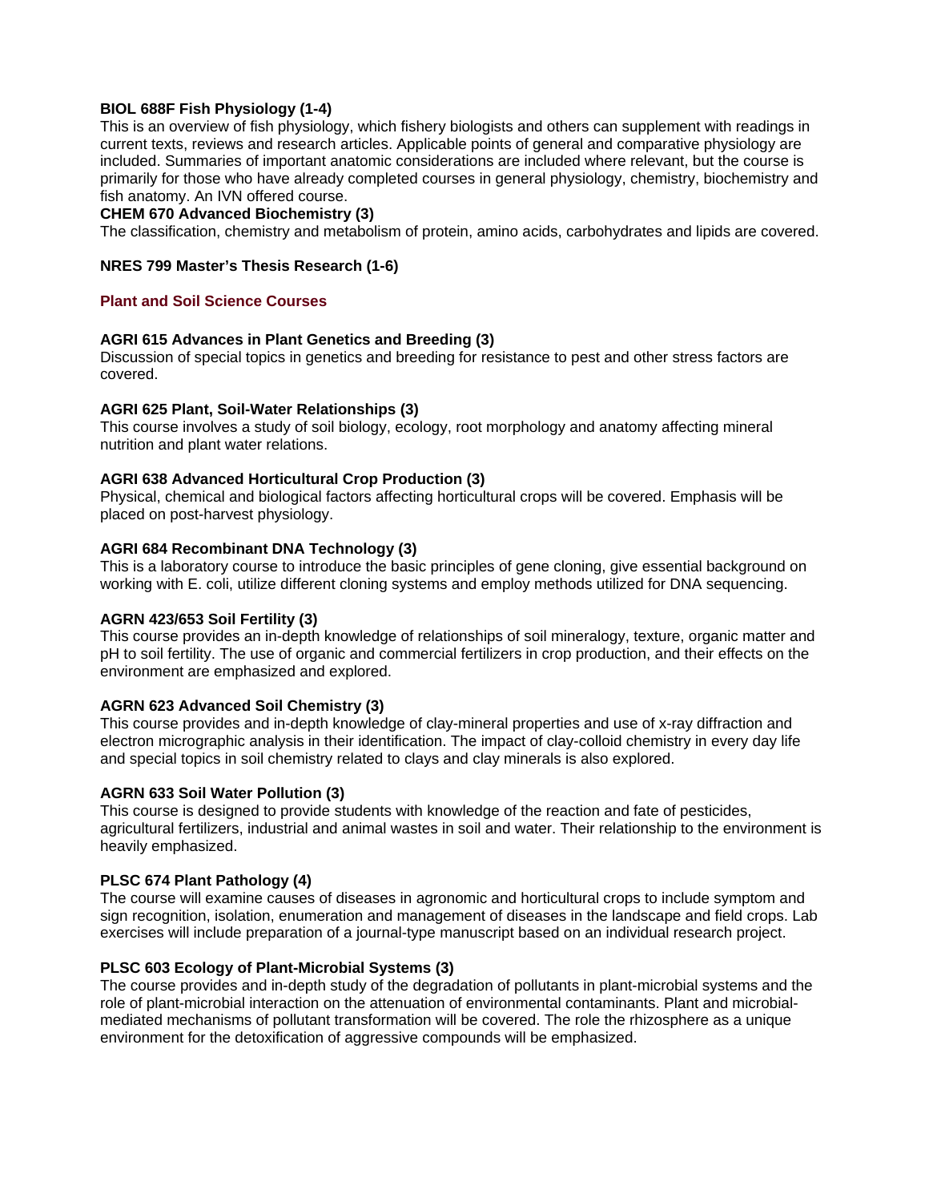**BIOL 688F Fish Physiology (1-4)**
This is an overview of fish physiology, which fishery biologists and others can supplement with readings in current texts, reviews and research articles. Applicable points of general and comparative physiology are included. Summaries of important anatomic considerations are included where relevant, but the course is primarily for those who have already completed courses in general physiology, chemistry, biochemistry and fish anatomy. An IVN offered course.

**CHEM 670 Advanced Biochemistry (3)**
The classification, chemistry and metabolism of protein, amino acids, carbohydrates and lipids are covered.

**NRES 799 Master's Thesis Research (1-6)**

### Plant and Soil Science Courses

**AGRI 615 Advances in Plant Genetics and Breeding (3)**
Discussion of special topics in genetics and breeding for resistance to pest and other stress factors are covered.

**AGRI 625 Plant, Soil-Water Relationships (3)**
This course involves a study of soil biology, ecology, root morphology and anatomy affecting mineral nutrition and plant water relations.

**AGRI 638 Advanced Horticultural Crop Production (3)**
Physical, chemical and biological factors affecting horticultural crops will be covered. Emphasis will be placed on post-harvest physiology.

**AGRI 684 Recombinant DNA Technology (3)**
This is a laboratory course to introduce the basic principles of gene cloning, give essential background on working with E. coli, utilize different cloning systems and employ methods utilized for DNA sequencing.

**AGRN 423/653 Soil Fertility (3)**
This course provides an in-depth knowledge of relationships of soil mineralogy, texture, organic matter and pH to soil fertility. The use of organic and commercial fertilizers in crop production, and their effects on the environment are emphasized and explored.

**AGRN 623 Advanced Soil Chemistry (3)**
This course provides and in-depth knowledge of clay-mineral properties and use of x-ray diffraction and electron micrographic analysis in their identification. The impact of clay-colloid chemistry in every day life and special topics in soil chemistry related to clays and clay minerals is also explored.

**AGRN 633 Soil Water Pollution (3)**
This course is designed to provide students with knowledge of the reaction and fate of pesticides, agricultural fertilizers, industrial and animal wastes in soil and water. Their relationship to the environment is heavily emphasized.

**PLSC 674 Plant Pathology (4)**
The course will examine causes of diseases in agronomic and horticultural crops to include symptom and sign recognition, isolation, enumeration and management of diseases in the landscape and field crops. Lab exercises will include preparation of a journal-type manuscript based on an individual research project.

**PLSC 603 Ecology of Plant-Microbial Systems (3)**
The course provides and in-depth study of the degradation of pollutants in plant-microbial systems and the role of plant-microbial interaction on the attenuation of environmental contaminants. Plant and microbial-mediated mechanisms of pollutant transformation will be covered. The role the rhizosphere as a unique environment for the detoxification of aggressive compounds will be emphasized.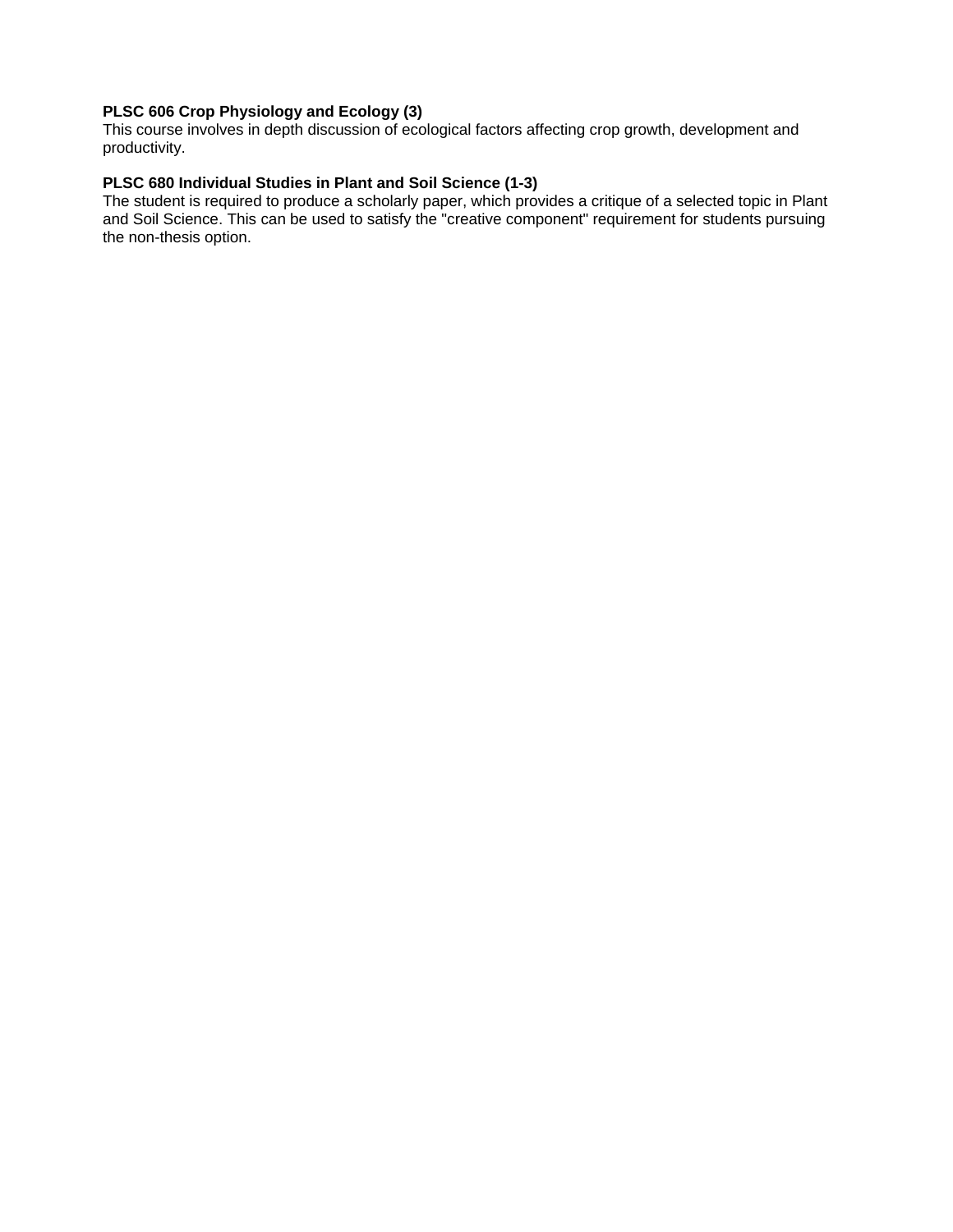**PLSC 606 Crop Physiology and Ecology (3)**
This course involves in depth discussion of ecological factors affecting crop growth, development and productivity.

**PLSC 680 Individual Studies in Plant and Soil Science (1-3)**
The student is required to produce a scholarly paper, which provides a critique of a selected topic in Plant and Soil Science. This can be used to satisfy the "creative component" requirement for students pursuing the non-thesis option.